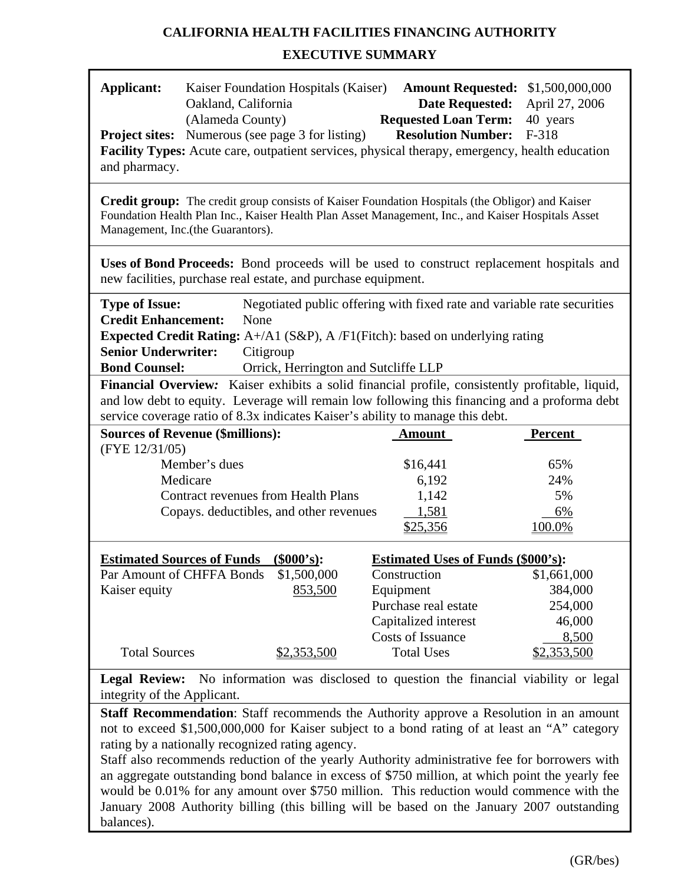# CALIFORNIA HEALTH FACILITIES FINANCING AUTHORITY

## EXECUTIVE SUMMARY

**Applicant:** Kaiser Foundation Hospitals (Kaiser)
Oakland, California
(Alameda County)

**Amount Requested:** $1,500,000,000
**Date Requested:** April 27, 2006
**Requested Loan Term:** 40 years
**Resolution Number:** F-318

**Project sites:** Numerous (see page 3 for listing)

**Facility Types:** Acute care, outpatient services, physical therapy, emergency, health education and pharmacy.

**Credit group:** The credit group consists of Kaiser Foundation Hospitals (the Obligor) and Kaiser Foundation Health Plan Inc., Kaiser Health Plan Asset Management, Inc., and Kaiser Hospitals Asset Management, Inc.(the Guarantors).

**Uses of Bond Proceeds:** Bond proceeds will be used to construct replacement hospitals and new facilities, purchase real estate, and purchase equipment.

**Type of Issue:** Negotiated public offering with fixed rate and variable rate securities
**Credit Enhancement:** None
**Expected Credit Rating:** A+/A1 (S&P), A /F1(Fitch): based on underlying rating
**Senior Underwriter:** Citigroup
**Bond Counsel:** Orrick, Herrington and Sutcliffe LLP

**Financial Overview***:* Kaiser exhibits a solid financial profile, consistently profitable, liquid, and low debt to equity. Leverage will remain low following this financing and a proforma debt service coverage ratio of 8.3x indicates Kaiser's ability to manage this debt.

| **Sources of Revenue ($millions):** (FYE 12/31/05) | **Amount** | **Percent** |
|---|---|---|
| Member's dues | $16,441 | 65% |
| Medicare | 6,192 | 24% |
| Contract revenues from Health Plans | 1,142 | 5% |
| Copays. deductibles, and other revenues | 1,581 | 6% |
| | $25,356 | 100.0% |

| **Estimated Sources of Funds** | **($000's):** | **Estimated Uses of Funds ($000's):** | |
|---|---|---|---|
| Par Amount of CHFFA Bonds | $1,500,000 | Construction | $1,661,000 |
| Kaiser equity | 853,500 | Equipment | 384,000 |
| | | Purchase real estate | 254,000 |
| | | Capitalized interest | 46,000 |
| | | Costs of Issuance | 8,500 |
| Total Sources | $2,353,500 | Total Uses | $2,353,500 |

**Legal Review:** No information was disclosed to question the financial viability or legal integrity of the Applicant.

**Staff Recommendation**: Staff recommends the Authority approve a Resolution in an amount not to exceed $1,500,000,000 for Kaiser subject to a bond rating of at least an "A" category rating by a nationally recognized rating agency.

Staff also recommends reduction of the yearly Authority administrative fee for borrowers with an aggregate outstanding bond balance in excess of $750 million, at which point the yearly fee would be 0.01% for any amount over $750 million. This reduction would commence with the January 2008 Authority billing (this billing will be based on the January 2007 outstanding balances).

(GR/bes)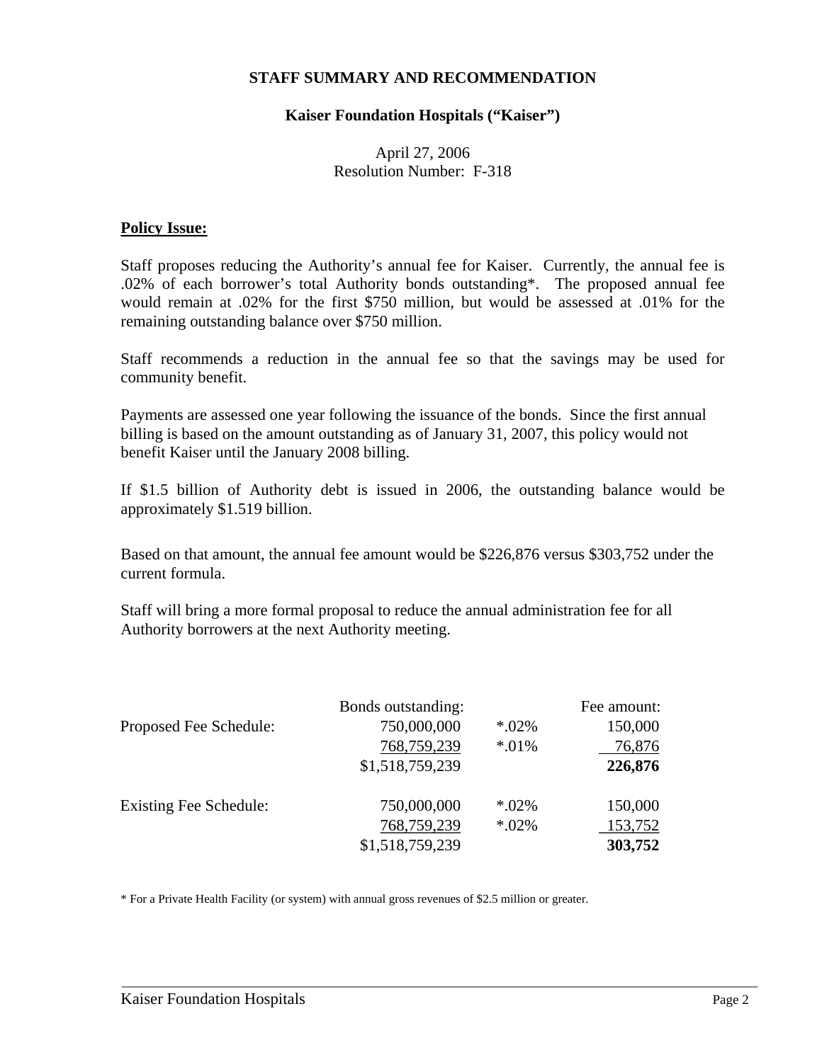**STAFF SUMMARY AND RECOMMENDATION**

**Kaiser Foundation Hospitals ("Kaiser")**

April 27, 2006
Resolution Number: F-318

**Policy Issue:**

Staff proposes reducing the Authority's annual fee for Kaiser. Currently, the annual fee is .02% of each borrower's total Authority bonds outstanding*. The proposed annual fee would remain at .02% for the first $750 million, but would be assessed at .01% for the remaining outstanding balance over $750 million.

Staff recommends a reduction in the annual fee so that the savings may be used for community benefit.

Payments are assessed one year following the issuance of the bonds. Since the first annual billing is based on the amount outstanding as of January 31, 2007, this policy would not benefit Kaiser until the January 2008 billing.

If $1.5 billion of Authority debt is issued in 2006, the outstanding balance would be approximately $1.519 billion.

Based on that amount, the annual fee amount would be $226,876 versus $303,752 under the current formula.

Staff will bring a more formal proposal to reduce the annual administration fee for all Authority borrowers at the next Authority meeting.

| | Bonds outstanding: | | Fee amount: |
|---|---|---|---|
| Proposed Fee Schedule: | 750,000,000 | *.02% | 150,000 |
| | 768,759,239 | *.01% | 76,876 |
| | $1,518,759,239 | | **226,876** |
| Existing Fee Schedule: | 750,000,000 | *.02% | 150,000 |
| | 768,759,239 | *.02% | 153,752 |
| | $1,518,759,239 | | **303,752** |

\* For a Private Health Facility (or system) with annual gross revenues of $2.5 million or greater.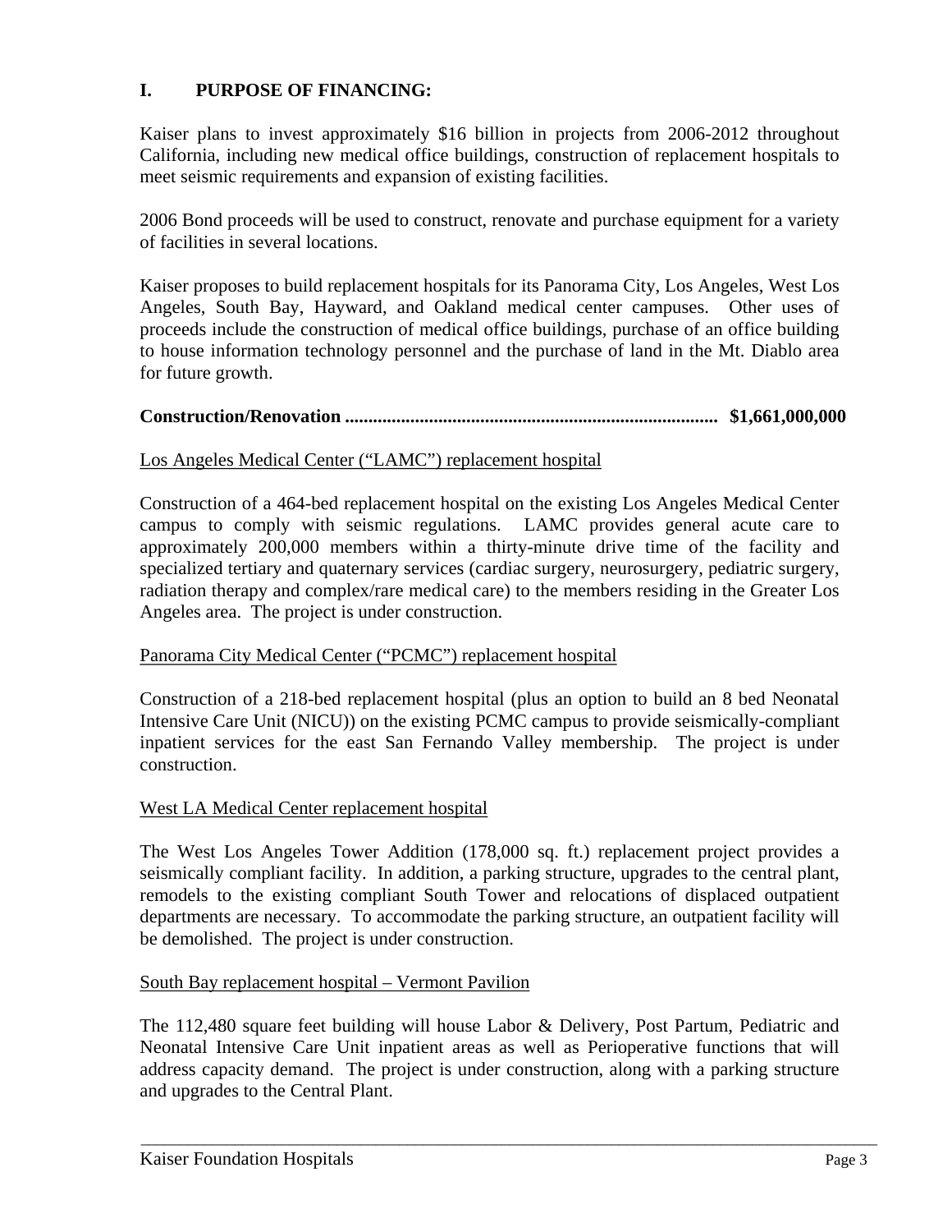## I. PURPOSE OF FINANCING:

Kaiser plans to invest approximately $16 billion in projects from 2006-2012 throughout California, including new medical office buildings, construction of replacement hospitals to meet seismic requirements and expansion of existing facilities.

2006 Bond proceeds will be used to construct, renovate and purchase equipment for a variety of facilities in several locations.

Kaiser proposes to build replacement hospitals for its Panorama City, Los Angeles, West Los Angeles, South Bay, Hayward, and Oakland medical center campuses. Other uses of proceeds include the construction of medical office buildings, purchase of an office building to house information technology personnel and the purchase of land in the Mt. Diablo area for future growth.

**Construction/Renovation ............................................................................... $1,661,000,000**

<u>Los Angeles Medical Center ("LAMC") replacement hospital</u>

Construction of a 464-bed replacement hospital on the existing Los Angeles Medical Center campus to comply with seismic regulations. LAMC provides general acute care to approximately 200,000 members within a thirty-minute drive time of the facility and specialized tertiary and quaternary services (cardiac surgery, neurosurgery, pediatric surgery, radiation therapy and complex/rare medical care) to the members residing in the Greater Los Angeles area. The project is under construction.

<u>Panorama City Medical Center ("PCMC") replacement hospital</u>

Construction of a 218-bed replacement hospital (plus an option to build an 8 bed Neonatal Intensive Care Unit (NICU)) on the existing PCMC campus to provide seismically-compliant inpatient services for the east San Fernando Valley membership. The project is under construction.

<u>West LA Medical Center replacement hospital</u>

The West Los Angeles Tower Addition (178,000 sq. ft.) replacement project provides a seismically compliant facility. In addition, a parking structure, upgrades to the central plant, remodels to the existing compliant South Tower and relocations of displaced outpatient departments are necessary. To accommodate the parking structure, an outpatient facility will be demolished. The project is under construction.

<u>South Bay replacement hospital – Vermont Pavilion</u>

The 112,480 square feet building will house Labor & Delivery, Post Partum, Pediatric and Neonatal Intensive Care Unit inpatient areas as well as Perioperative functions that will address capacity demand. The project is under construction, along with a parking structure and upgrades to the Central Plant.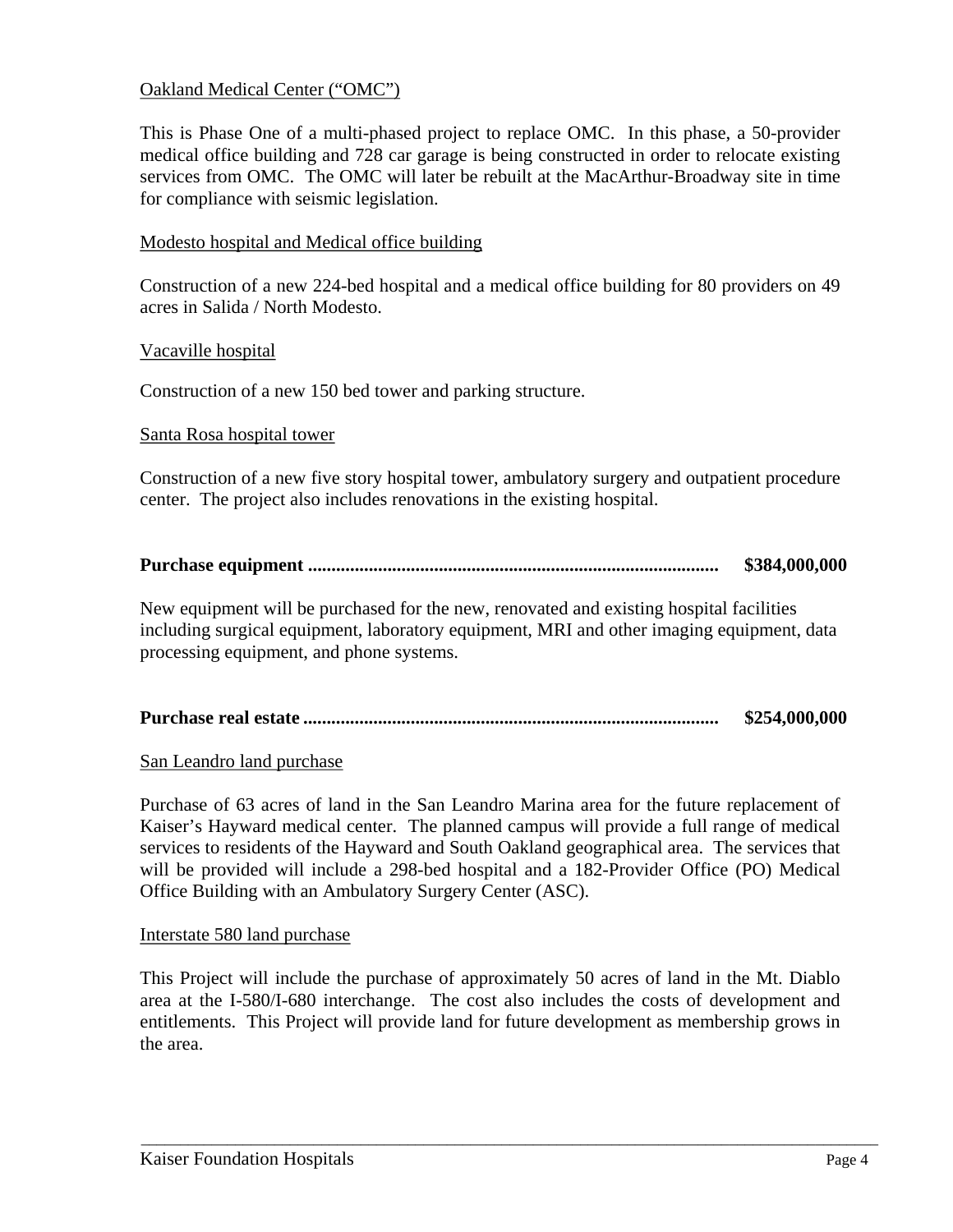<u>Oakland Medical Center (“OMC”)</u>

This is Phase One of a multi-phased project to replace OMC. In this phase, a 50-provider medical office building and 728 car garage is being constructed in order to relocate existing services from OMC. The OMC will later be rebuilt at the MacArthur-Broadway site in time for compliance with seismic legislation.

<u>Modesto hospital and Medical office building</u>

Construction of a new 224-bed hospital and a medical office building for 80 providers on 49 acres in Salida / North Modesto.

<u>Vacaville hospital</u>

Construction of a new 150 bed tower and parking structure.

<u>Santa Rosa hospital tower</u>

Construction of a new five story hospital tower, ambulatory surgery and outpatient procedure center. The project also includes renovations in the existing hospital.

**Purchase equipment ...................................................................................... $384,000,000**

New equipment will be purchased for the new, renovated and existing hospital facilities including surgical equipment, laboratory equipment, MRI and other imaging equipment, data processing equipment, and phone systems.

**Purchase real estate ....................................................................................... $254,000,000**

<u>San Leandro land purchase</u>

Purchase of 63 acres of land in the San Leandro Marina area for the future replacement of Kaiser’s Hayward medical center. The planned campus will provide a full range of medical services to residents of the Hayward and South Oakland geographical area. The services that will be provided will include a 298-bed hospital and a 182-Provider Office (PO) Medical Office Building with an Ambulatory Surgery Center (ASC).

<u>Interstate 580 land purchase</u>

This Project will include the purchase of approximately 50 acres of land in the Mt. Diablo area at the I-580/I-680 interchange. The cost also includes the costs of development and entitlements. This Project will provide land for future development as membership grows in the area.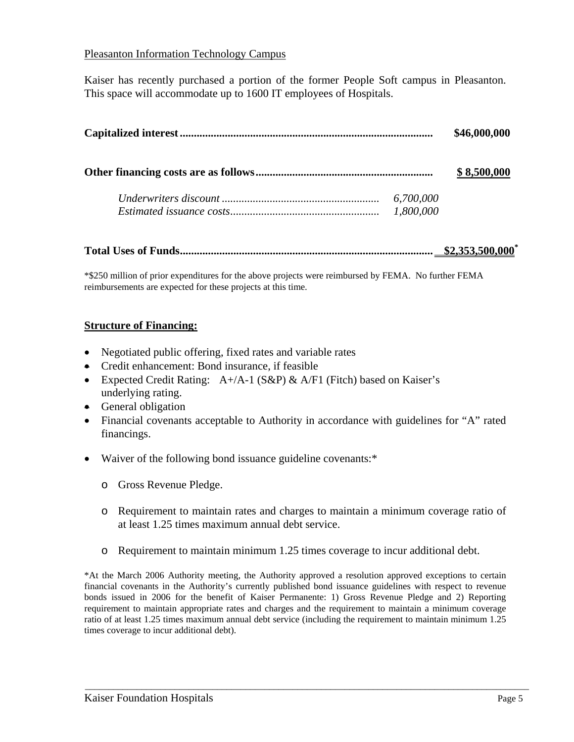Pleasanton Information Technology Campus

Kaiser has recently purchased a portion of the former People Soft campus in Pleasanton. This space will accommodate up to 1600 IT employees of Hospitals.

| | | |
|---|---|---|
| **Capitalized interest** | | **$46,000,000** |
| **Other financing costs are as follows** | | **$ 8,500,000** |
| *Underwriters discount* | *6,700,000* | |
| *Estimated issuance costs* | *1,800,000* | |
| **Total Uses of Funds** | | **$2,353,500,000*** |

*$250 million of prior expenditures for the above projects were reimbursed by FEMA. No further FEMA reimbursements are expected for these projects at this time.

**Structure of Financing:**

- Negotiated public offering, fixed rates and variable rates
- Credit enhancement: Bond insurance, if feasible
- Expected Credit Rating: A+/A-1 (S&P) & A/F1 (Fitch) based on Kaiser's underlying rating.
- General obligation
- Financial covenants acceptable to Authority in accordance with guidelines for "A" rated financings.
- Waiver of the following bond issuance guideline covenants:*
  - Gross Revenue Pledge.
  - Requirement to maintain rates and charges to maintain a minimum coverage ratio of at least 1.25 times maximum annual debt service.
  - Requirement to maintain minimum 1.25 times coverage to incur additional debt.

*At the March 2006 Authority meeting, the Authority approved a resolution approved exceptions to certain financial covenants in the Authority's currently published bond issuance guidelines with respect to revenue bonds issued in 2006 for the benefit of Kaiser Permanente: 1) Gross Revenue Pledge and 2) Reporting requirement to maintain appropriate rates and charges and the requirement to maintain a minimum coverage ratio of at least 1.25 times maximum annual debt service (including the requirement to maintain minimum 1.25 times coverage to incur additional debt).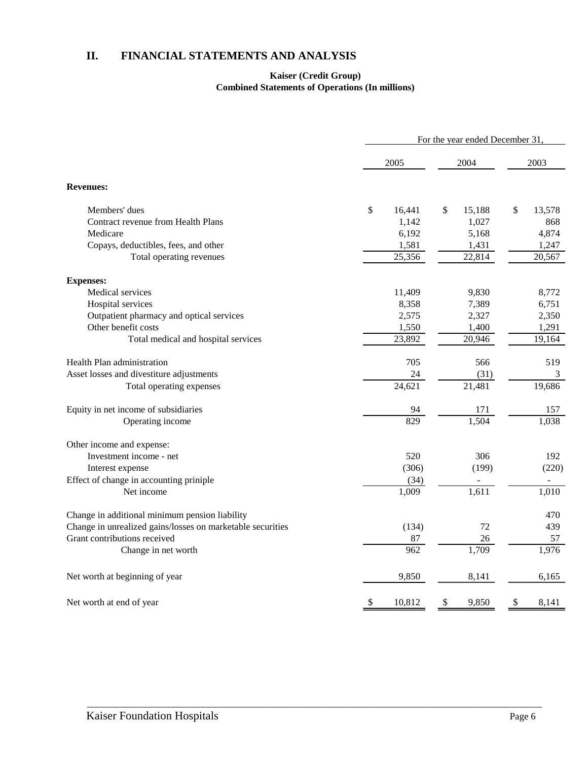## II. FINANCIAL STATEMENTS AND ANALYSIS

**Kaiser (Credit Group)**
**Combined Statements of Operations (In millions)**

| | For the year ended December 31, | | |
|---|---|---|---|
| | 2005 | 2004 | 2003 |
| **Revenues:** | | | |
| Members' dues | $ 16,441 | $ 15,188 | $ 13,578 |
| Contract revenue from Health Plans | 1,142 | 1,027 | 868 |
| Medicare | 6,192 | 5,168 | 4,874 |
| Copays, deductibles, fees, and other | 1,581 | 1,431 | 1,247 |
| Total operating revenues | 25,356 | 22,814 | 20,567 |
| **Expenses:** | | | |
| Medical services | 11,409 | 9,830 | 8,772 |
| Hospital services | 8,358 | 7,389 | 6,751 |
| Outpatient pharmacy and optical services | 2,575 | 2,327 | 2,350 |
| Other benefit costs | 1,550 | 1,400 | 1,291 |
| Total medical and hospital services | 23,892 | 20,946 | 19,164 |
| Health Plan administration | 705 | 566 | 519 |
| Asset losses and divestiture adjustments | 24 | (31) | 3 |
| Total operating expenses | 24,621 | 21,481 | 19,686 |
| Equity in net income of subsidiaries | 94 | 171 | 157 |
| Operating income | 829 | 1,504 | 1,038 |
| Other income and expense: | | | |
| Investment income - net | 520 | 306 | 192 |
| Interest expense | (306) | (199) | (220) |
| Effect of change in accounting priniple | (34) | - | - |
| Net income | 1,009 | 1,611 | 1,010 |
| Change in additional minimum pension liability | | | 470 |
| Change in unrealized gains/losses on marketable securities | (134) | 72 | 439 |
| Grant contributions received | 87 | 26 | 57 |
| Change in net worth | 962 | 1,709 | 1,976 |
| Net worth at beginning of year | 9,850 | 8,141 | 6,165 |
| Net worth at end of year | $ 10,812 | $ 9,850 | $ 8,141 |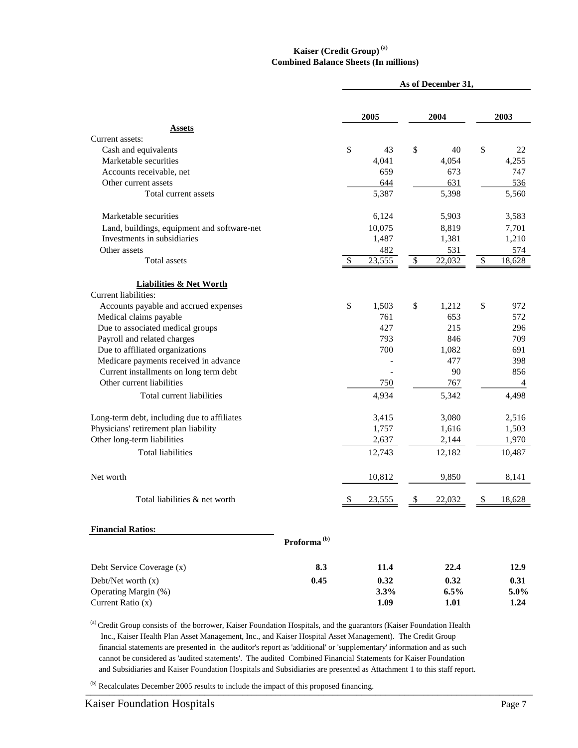**Kaiser (Credit Group) [(a)]**
**Combined Balance Sheets (In millions)**

| | As of December 31, | | |
|---|---|---|---|
| | **2005** | **2004** | **2003** |
| **Assets** | | | |
| Current assets: | | | |
| Cash and equivalents | $ 43 | $ 40 | $ 22 |
| Marketable securities | 4,041 | 4,054 | 4,255 |
| Accounts receivable, net | 659 | 673 | 747 |
| Other current assets | 644 | 631 | 536 |
| Total current assets | 5,387 | 5,398 | 5,560 |
| Marketable securities | 6,124 | 5,903 | 3,583 |
| Land, buildings, equipment and software-net | 10,075 | 8,819 | 7,701 |
| Investments in subsidiaries | 1,487 | 1,381 | 1,210 |
| Other assets | 482 | 531 | 574 |
| Total assets | $ 23,555 | $ 22,032 | $ 18,628 |
| **Liabilities & Net Worth** | | | |
| Current liabilities: | | | |
| Accounts payable and accrued expenses | $ 1,503 | $ 1,212 | $ 972 |
| Medical claims payable | 761 | 653 | 572 |
| Due to associated medical groups | 427 | 215 | 296 |
| Payroll and related charges | 793 | 846 | 709 |
| Due to affiliated organizations | 700 | 1,082 | 691 |
| Medicare payments received in advance | - | 477 | 398 |
| Current installments on long term debt | - | 90 | 856 |
| Other current liabilities | 750 | 767 | 4 |
| Total current liabilities | 4,934 | 5,342 | 4,498 |
| Long-term debt, including due to affiliates | 3,415 | 3,080 | 2,516 |
| Physicians' retirement plan liability | 1,757 | 1,616 | 1,503 |
| Other long-term liabilities | 2,637 | 2,144 | 1,970 |
| Total liabilities | 12,743 | 12,182 | 10,487 |
| Net worth | 10,812 | 9,850 | 8,141 |
| Total liabilities & net worth | $ 23,555 | $ 22,032 | $ 18,628 |

**Financial Ratios:**

| | **Proforma [(b)]** | | | |
|---|---|---|---|---|
| Debt Service Coverage (x) | **8.3** | **11.4** | **22.4** | **12.9** |
| Debt/Net worth (x) | **0.45** | **0.32** | **0.32** | **0.31** |
| Operating Margin (%) | | **3.3%** | **6.5%** | **5.0%** |
| Current Ratio (x) | | **1.09** | **1.01** | **1.24** |

[(a)] Credit Group consists of the borrower, Kaiser Foundation Hospitals, and the guarantors (Kaiser Foundation Health Inc., Kaiser Health Plan Asset Management, Inc., and Kaiser Hospital Asset Management). The Credit Group financial statements are presented in the auditor's report as 'additional' or 'supplementary' information and as such cannot be considered as 'audited statements'. The audited Combined Financial Statements for Kaiser Foundation and Subsidiaries and Kaiser Foundation Hospitals and Subsidiaries are presented as Attachment 1 to this staff report.

[(b)] Recalculates December 2005 results to include the impact of this proposed financing.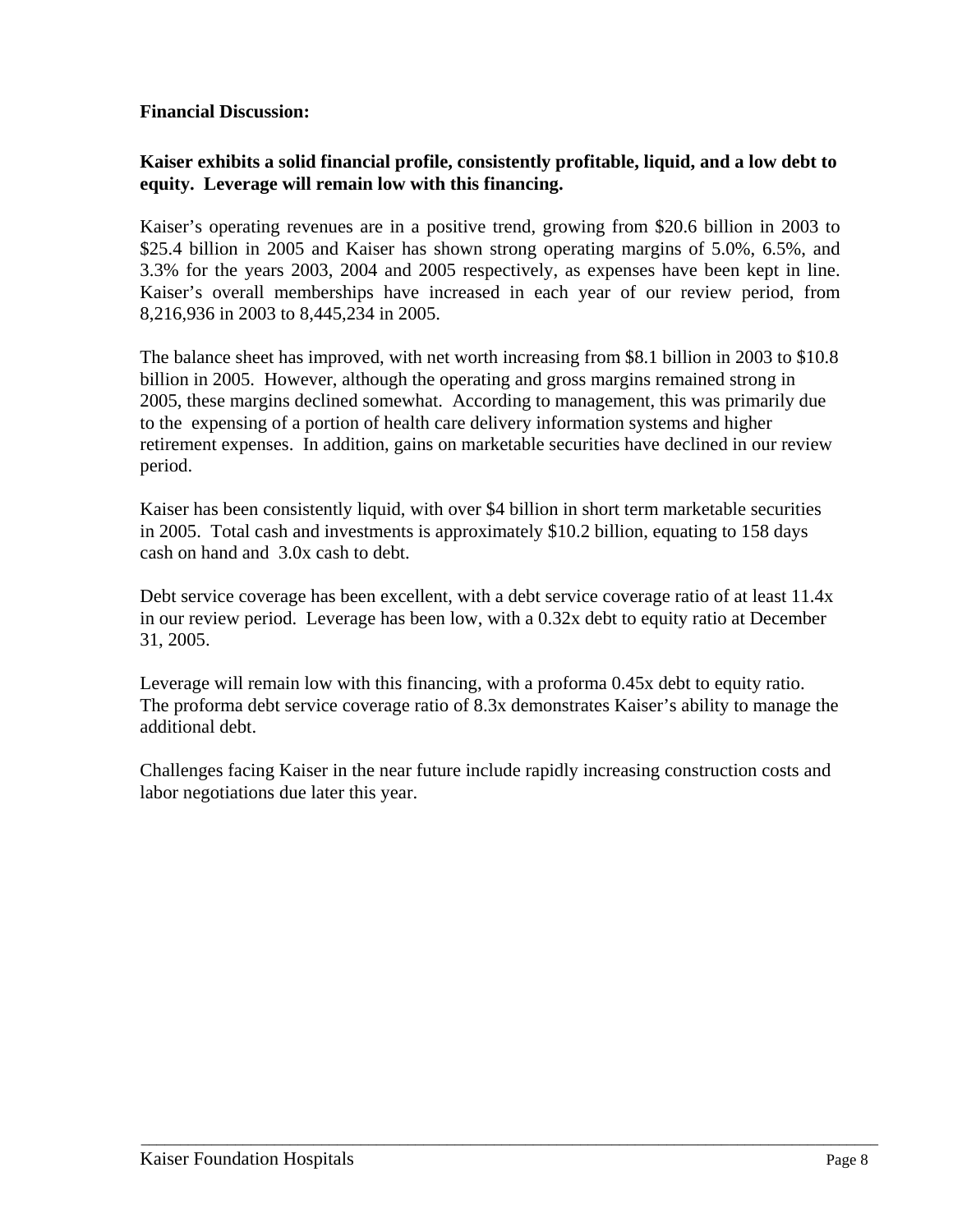**Financial Discussion:**

**Kaiser exhibits a solid financial profile, consistently profitable, liquid, and a low debt to equity. Leverage will remain low with this financing.**

Kaiser's operating revenues are in a positive trend, growing from $20.6 billion in 2003 to $25.4 billion in 2005 and Kaiser has shown strong operating margins of 5.0%, 6.5%, and 3.3% for the years 2003, 2004 and 2005 respectively, as expenses have been kept in line. Kaiser's overall memberships have increased in each year of our review period, from 8,216,936 in 2003 to 8,445,234 in 2005.

The balance sheet has improved, with net worth increasing from $8.1 billion in 2003 to $10.8 billion in 2005. However, although the operating and gross margins remained strong in 2005, these margins declined somewhat. According to management, this was primarily due to the expensing of a portion of health care delivery information systems and higher retirement expenses. In addition, gains on marketable securities have declined in our review period.

Kaiser has been consistently liquid, with over $4 billion in short term marketable securities in 2005. Total cash and investments is approximately $10.2 billion, equating to 158 days cash on hand and 3.0x cash to debt.

Debt service coverage has been excellent, with a debt service coverage ratio of at least 11.4x in our review period. Leverage has been low, with a 0.32x debt to equity ratio at December 31, 2005.

Leverage will remain low with this financing, with a proforma 0.45x debt to equity ratio. The proforma debt service coverage ratio of 8.3x demonstrates Kaiser's ability to manage the additional debt.

Challenges facing Kaiser in the near future include rapidly increasing construction costs and labor negotiations due later this year.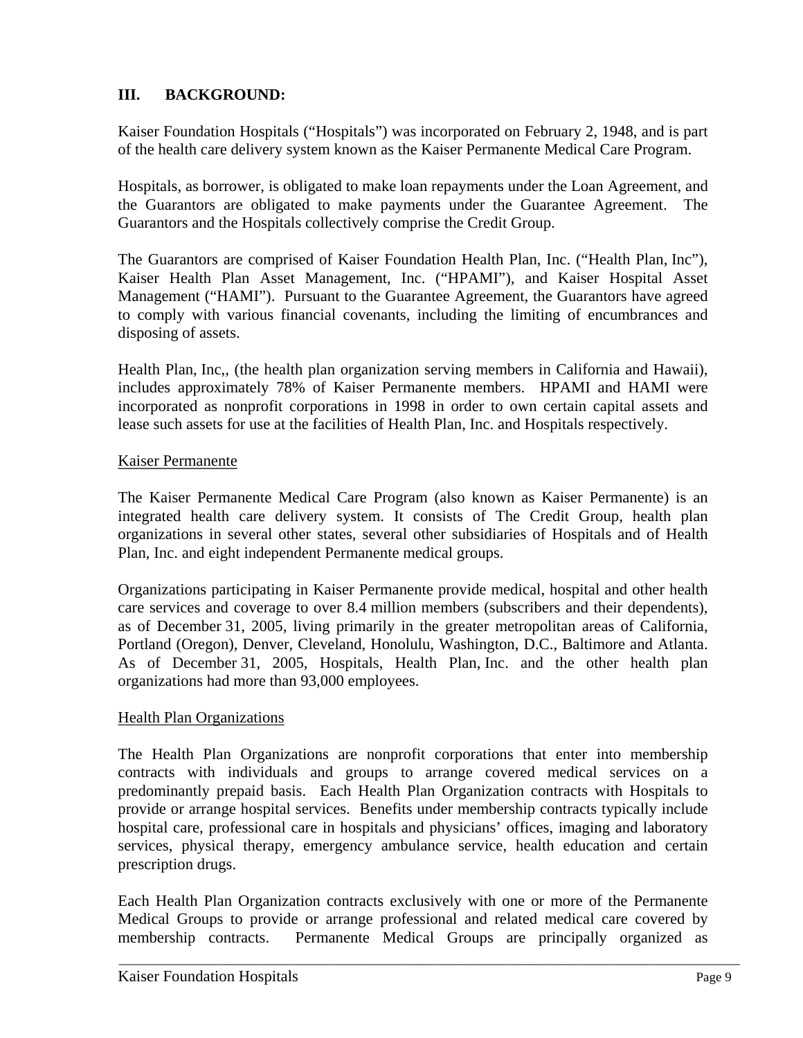## III. BACKGROUND:

Kaiser Foundation Hospitals ("Hospitals") was incorporated on February 2, 1948, and is part of the health care delivery system known as the Kaiser Permanente Medical Care Program.

Hospitals, as borrower, is obligated to make loan repayments under the Loan Agreement, and the Guarantors are obligated to make payments under the Guarantee Agreement. The Guarantors and the Hospitals collectively comprise the Credit Group.

The Guarantors are comprised of Kaiser Foundation Health Plan, Inc. ("Health Plan, Inc"), Kaiser Health Plan Asset Management, Inc. ("HPAMI"), and Kaiser Hospital Asset Management ("HAMI"). Pursuant to the Guarantee Agreement, the Guarantors have agreed to comply with various financial covenants, including the limiting of encumbrances and disposing of assets.

Health Plan, Inc,, (the health plan organization serving members in California and Hawaii), includes approximately 78% of Kaiser Permanente members. HPAMI and HAMI were incorporated as nonprofit corporations in 1998 in order to own certain capital assets and lease such assets for use at the facilities of Health Plan, Inc. and Hospitals respectively.

<u>Kaiser Permanente</u>

The Kaiser Permanente Medical Care Program (also known as Kaiser Permanente) is an integrated health care delivery system. It consists of The Credit Group, health plan organizations in several other states, several other subsidiaries of Hospitals and of Health Plan, Inc. and eight independent Permanente medical groups.

Organizations participating in Kaiser Permanente provide medical, hospital and other health care services and coverage to over 8.4 million members (subscribers and their dependents), as of December 31, 2005, living primarily in the greater metropolitan areas of California, Portland (Oregon), Denver, Cleveland, Honolulu, Washington, D.C., Baltimore and Atlanta. As of December 31, 2005, Hospitals, Health Plan, Inc. and the other health plan organizations had more than 93,000 employees.

<u>Health Plan Organizations</u>

The Health Plan Organizations are nonprofit corporations that enter into membership contracts with individuals and groups to arrange covered medical services on a predominantly prepaid basis. Each Health Plan Organization contracts with Hospitals to provide or arrange hospital services. Benefits under membership contracts typically include hospital care, professional care in hospitals and physicians' offices, imaging and laboratory services, physical therapy, emergency ambulance service, health education and certain prescription drugs.

Each Health Plan Organization contracts exclusively with one or more of the Permanente Medical Groups to provide or arrange professional and related medical care covered by membership contracts. Permanente Medical Groups are principally organized as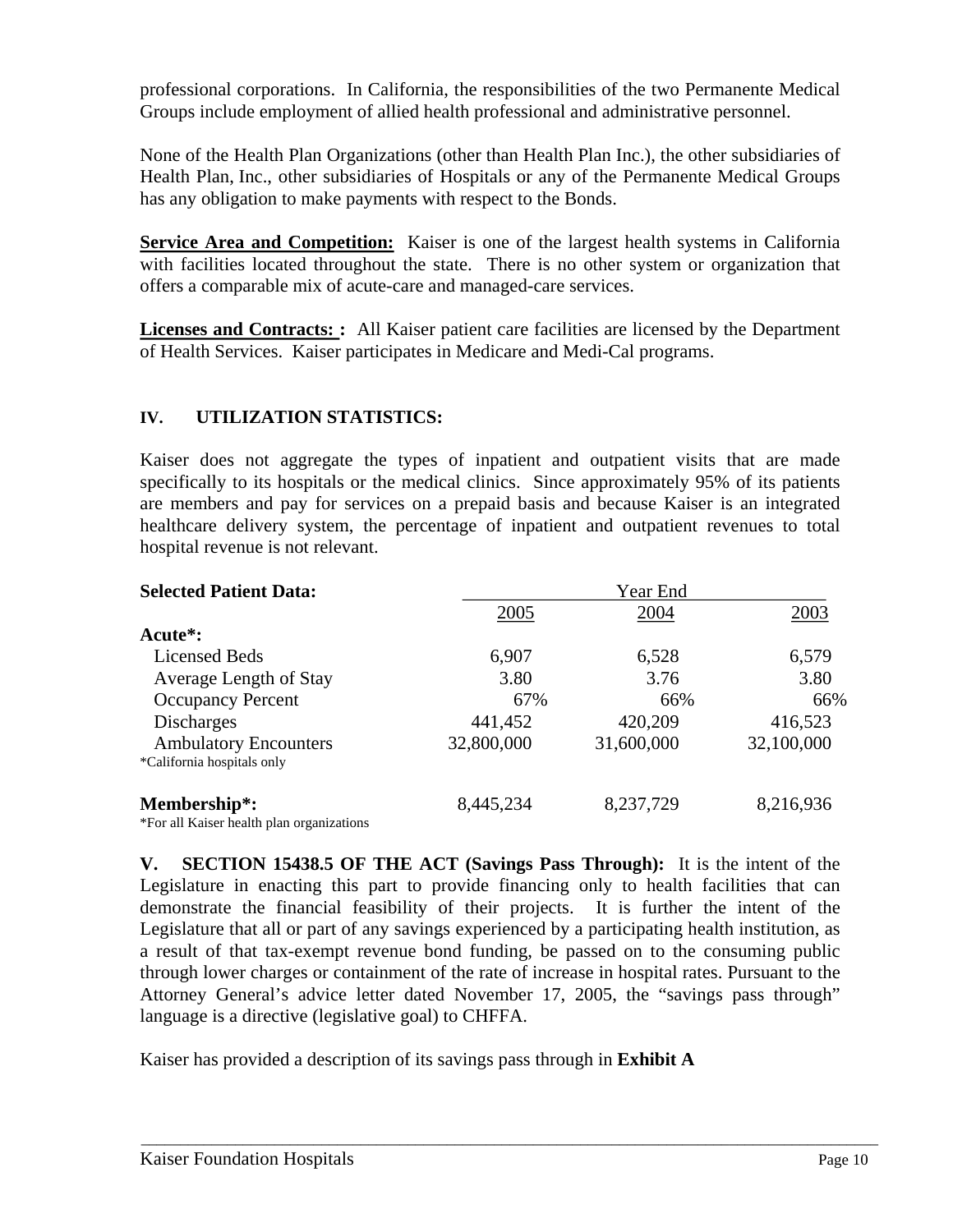professional corporations. In California, the responsibilities of the two Permanente Medical Groups include employment of allied health professional and administrative personnel.

None of the Health Plan Organizations (other than Health Plan Inc.), the other subsidiaries of Health Plan, Inc., other subsidiaries of Hospitals or any of the Permanente Medical Groups has any obligation to make payments with respect to the Bonds.

**Service Area and Competition:** Kaiser is one of the largest health systems in California with facilities located throughout the state. There is no other system or organization that offers a comparable mix of acute-care and managed-care services.

**Licenses and Contracts: :** All Kaiser patient care facilities are licensed by the Department of Health Services. Kaiser participates in Medicare and Medi-Cal programs.

## IV. UTILIZATION STATISTICS:

Kaiser does not aggregate the types of inpatient and outpatient visits that are made specifically to its hospitals or the medical clinics. Since approximately 95% of its patients are members and pay for services on a prepaid basis and because Kaiser is an integrated healthcare delivery system, the percentage of inpatient and outpatient revenues to total hospital revenue is not relevant.

| **Selected Patient Data:** | Year End | | |
|---|---|---|---|
| | 2005 | 2004 | 2003 |
| **Acute*:** | | | |
| Licensed Beds | 6,907 | 6,528 | 6,579 |
| Average Length of Stay | 3.80 | 3.76 | 3.80 |
| Occupancy Percent | 67% | 66% | 66% |
| Discharges | 441,452 | 420,209 | 416,523 |
| Ambulatory Encounters | 32,800,000 | 31,600,000 | 32,100,000 |
| *California hospitals only | | | |
| **Membership*:** | 8,445,234 | 8,237,729 | 8,216,936 |
| *For all Kaiser health plan organizations | | | |

**V. SECTION 15438.5 OF THE ACT (Savings Pass Through):** It is the intent of the Legislature in enacting this part to provide financing only to health facilities that can demonstrate the financial feasibility of their projects. It is further the intent of the Legislature that all or part of any savings experienced by a participating health institution, as a result of that tax-exempt revenue bond funding, be passed on to the consuming public through lower charges or containment of the rate of increase in hospital rates. Pursuant to the Attorney General's advice letter dated November 17, 2005, the "savings pass through" language is a directive (legislative goal) to CHFFA.

Kaiser has provided a description of its savings pass through in **Exhibit A**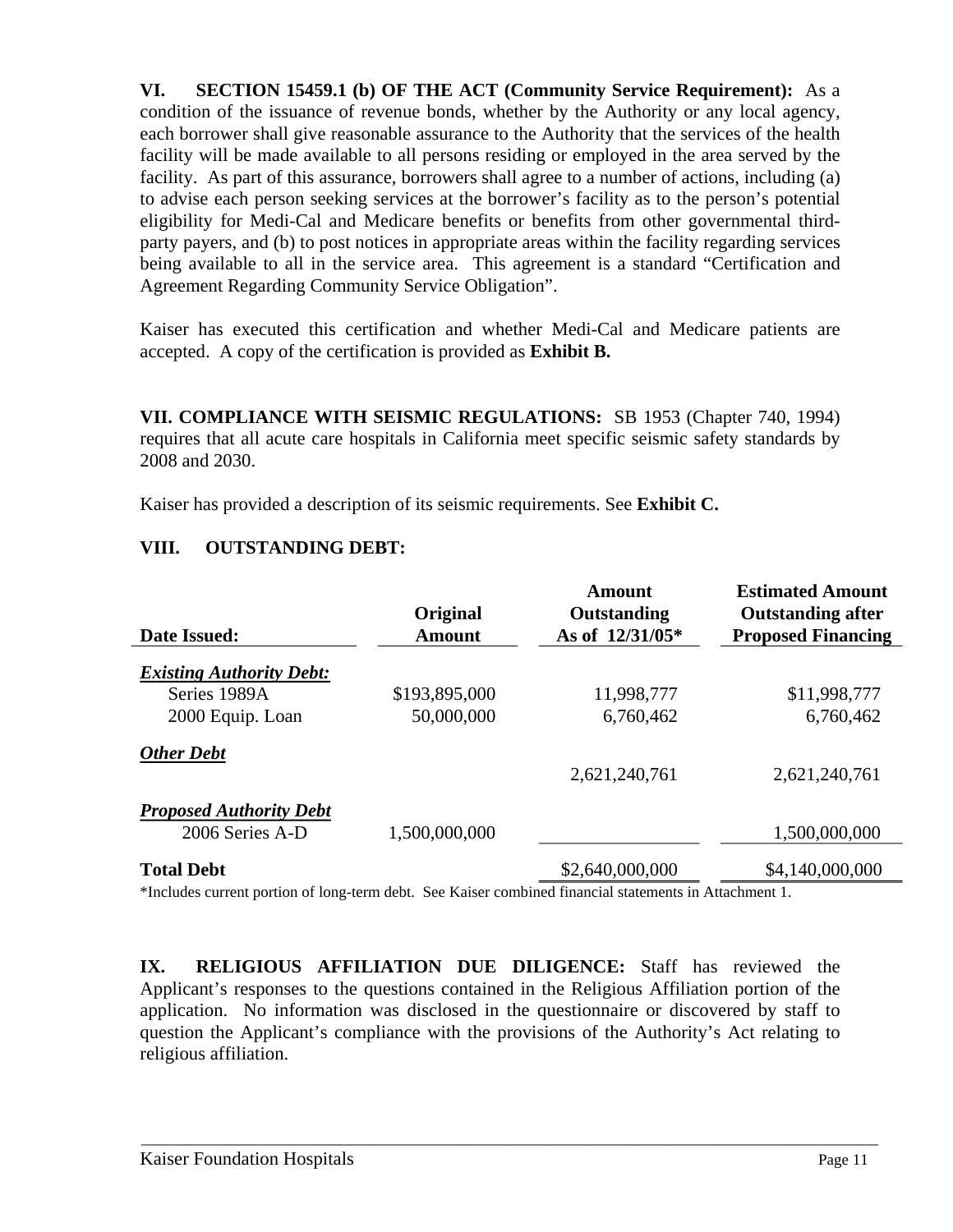**VI. SECTION 15459.1 (b) OF THE ACT (Community Service Requirement):** As a condition of the issuance of revenue bonds, whether by the Authority or any local agency, each borrower shall give reasonable assurance to the Authority that the services of the health facility will be made available to all persons residing or employed in the area served by the facility. As part of this assurance, borrowers shall agree to a number of actions, including (a) to advise each person seeking services at the borrower's facility as to the person's potential eligibility for Medi-Cal and Medicare benefits or benefits from other governmental third-party payers, and (b) to post notices in appropriate areas within the facility regarding services being available to all in the service area. This agreement is a standard "Certification and Agreement Regarding Community Service Obligation".

Kaiser has executed this certification and whether Medi-Cal and Medicare patients are accepted. A copy of the certification is provided as **Exhibit B.**

**VII. COMPLIANCE WITH SEISMIC REGULATIONS:** SB 1953 (Chapter 740, 1994) requires that all acute care hospitals in California meet specific seismic safety standards by 2008 and 2030.

Kaiser has provided a description of its seismic requirements. See **Exhibit C.**

**VIII. OUTSTANDING DEBT:**

| Date Issued: | Original Amount | Amount Outstanding As of 12/31/05* | Estimated Amount Outstanding after Proposed Financing |
|---|---|---|---|
| ***Existing Authority Debt:*** | | | |
| Series 1989A | $193,895,000 | 11,998,777 | $11,998,777 |
| 2000 Equip. Loan | 50,000,000 | 6,760,462 | 6,760,462 |
| ***Other Debt*** | | 2,621,240,761 | 2,621,240,761 |
| ***Proposed Authority Debt*** | | | |
| 2006 Series A-D | 1,500,000,000 | | 1,500,000,000 |
| **Total Debt** | | $2,640,000,000 | $4,140,000,000 |

*Includes current portion of long-term debt. See Kaiser combined financial statements in Attachment 1.

**IX. RELIGIOUS AFFILIATION DUE DILIGENCE:** Staff has reviewed the Applicant's responses to the questions contained in the Religious Affiliation portion of the application. No information was disclosed in the questionnaire or discovered by staff to question the Applicant's compliance with the provisions of the Authority's Act relating to religious affiliation.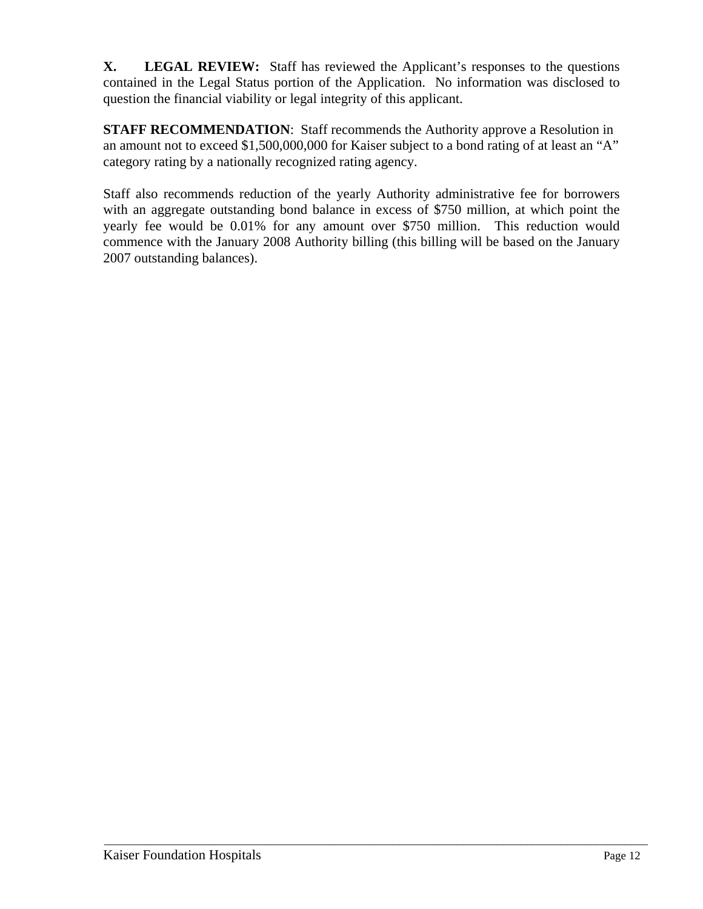**X. LEGAL REVIEW:** Staff has reviewed the Applicant's responses to the questions contained in the Legal Status portion of the Application. No information was disclosed to question the financial viability or legal integrity of this applicant.

**STAFF RECOMMENDATION**: Staff recommends the Authority approve a Resolution in an amount not to exceed $1,500,000,000 for Kaiser subject to a bond rating of at least an "A" category rating by a nationally recognized rating agency.

Staff also recommends reduction of the yearly Authority administrative fee for borrowers with an aggregate outstanding bond balance in excess of $750 million, at which point the yearly fee would be 0.01% for any amount over $750 million. This reduction would commence with the January 2008 Authority billing (this billing will be based on the January 2007 outstanding balances).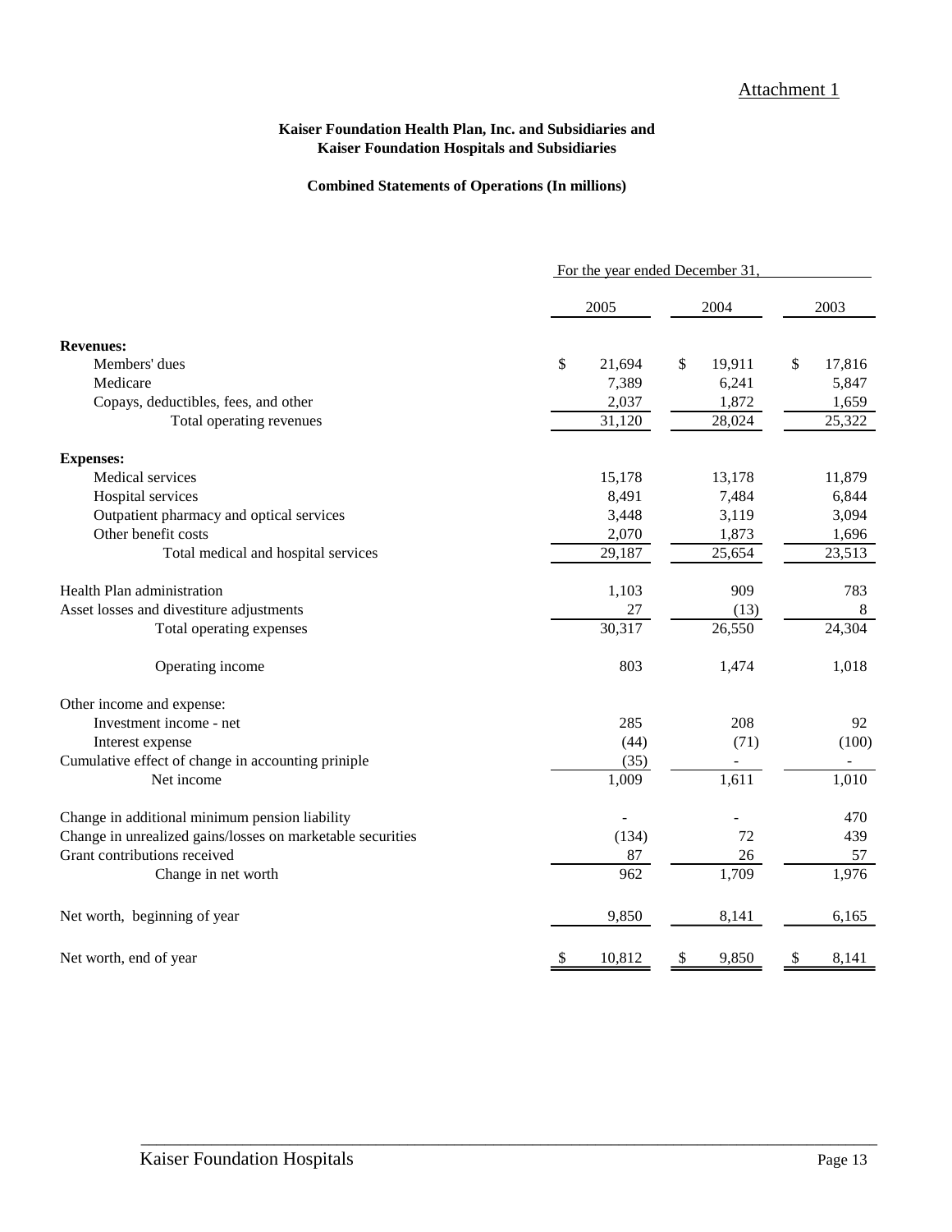Attachment 1

**Kaiser Foundation Health Plan, Inc. and Subsidiaries and**
**Kaiser Foundation Hospitals and Subsidiaries**

**Combined Statements of Operations (In millions)**

| | For the year ended December 31, | | |
|---|---|---|---|
| | 2005 | 2004 | 2003 |
| **Revenues:** | | | |
| Members' dues | $ 21,694 | $ 19,911 | $ 17,816 |
| Medicare | 7,389 | 6,241 | 5,847 |
| Copays, deductibles, fees, and other | 2,037 | 1,872 | 1,659 |
| Total operating revenues | 31,120 | 28,024 | 25,322 |
| **Expenses:** | | | |
| Medical services | 15,178 | 13,178 | 11,879 |
| Hospital services | 8,491 | 7,484 | 6,844 |
| Outpatient pharmacy and optical services | 3,448 | 3,119 | 3,094 |
| Other benefit costs | 2,070 | 1,873 | 1,696 |
| Total medical and hospital services | 29,187 | 25,654 | 23,513 |
| Health Plan administration | 1,103 | 909 | 783 |
| Asset losses and divestiture adjustments | 27 | (13) | 8 |
| Total operating expenses | 30,317 | 26,550 | 24,304 |
| Operating income | 803 | 1,474 | 1,018 |
| Other income and expense: | | | |
| Investment income - net | 285 | 208 | 92 |
| Interest expense | (44) | (71) | (100) |
| Cumulative effect of change in accounting priniple | (35) | - | - |
| Net income | 1,009 | 1,611 | 1,010 |
| Change in additional minimum pension liability | - | - | 470 |
| Change in unrealized gains/losses on marketable securities | (134) | 72 | 439 |
| Grant contributions received | 87 | 26 | 57 |
| Change in net worth | 962 | 1,709 | 1,976 |
| Net worth, beginning of year | 9,850 | 8,141 | 6,165 |
| Net worth, end of year | $ 10,812 | $ 9,850 | $ 8,141 |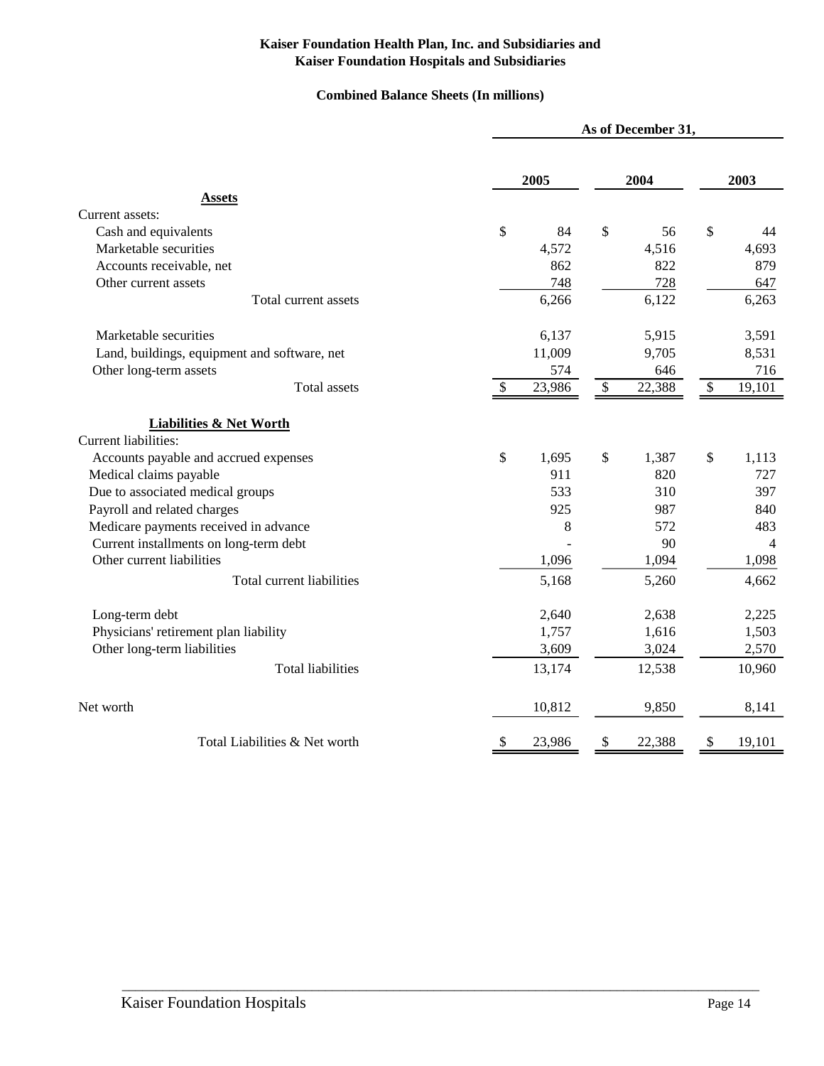**Kaiser Foundation Health Plan, Inc. and Subsidiaries and**
**Kaiser Foundation Hospitals and Subsidiaries**

**Combined Balance Sheets (In millions)**

| | As of December 31, | | |
|---|---|---|---|
| | **2005** | **2004** | **2003** |
| **Assets** | | | |
| Current assets: | | | |
| Cash and equivalents | $ 84 | $ 56 | $ 44 |
| Marketable securities | 4,572 | 4,516 | 4,693 |
| Accounts receivable, net | 862 | 822 | 879 |
| Other current assets | 748 | 728 | 647 |
| Total current assets | 6,266 | 6,122 | 6,263 |
| Marketable securities | 6,137 | 5,915 | 3,591 |
| Land, buildings, equipment and software, net | 11,009 | 9,705 | 8,531 |
| Other long-term assets | 574 | 646 | 716 |
| Total assets | $ 23,986 | $ 22,388 | $ 19,101 |
| **Liabilities & Net Worth** | | | |
| Current liabilities: | | | |
| Accounts payable and accrued expenses | $ 1,695 | $ 1,387 | $ 1,113 |
| Medical claims payable | 911 | 820 | 727 |
| Due to associated medical groups | 533 | 310 | 397 |
| Payroll and related charges | 925 | 987 | 840 |
| Medicare payments received in advance | 8 | 572 | 483 |
| Current installments on long-term debt | - | 90 | 4 |
| Other current liabilities | 1,096 | 1,094 | 1,098 |
| Total current liabilities | 5,168 | 5,260 | 4,662 |
| Long-term debt | 2,640 | 2,638 | 2,225 |
| Physicians' retirement plan liability | 1,757 | 1,616 | 1,503 |
| Other long-term liabilities | 3,609 | 3,024 | 2,570 |
| Total liabilities | 13,174 | 12,538 | 10,960 |
| Net worth | 10,812 | 9,850 | 8,141 |
| Total Liabilities & Net worth | $ 23,986 | $ 22,388 | $ 19,101 |